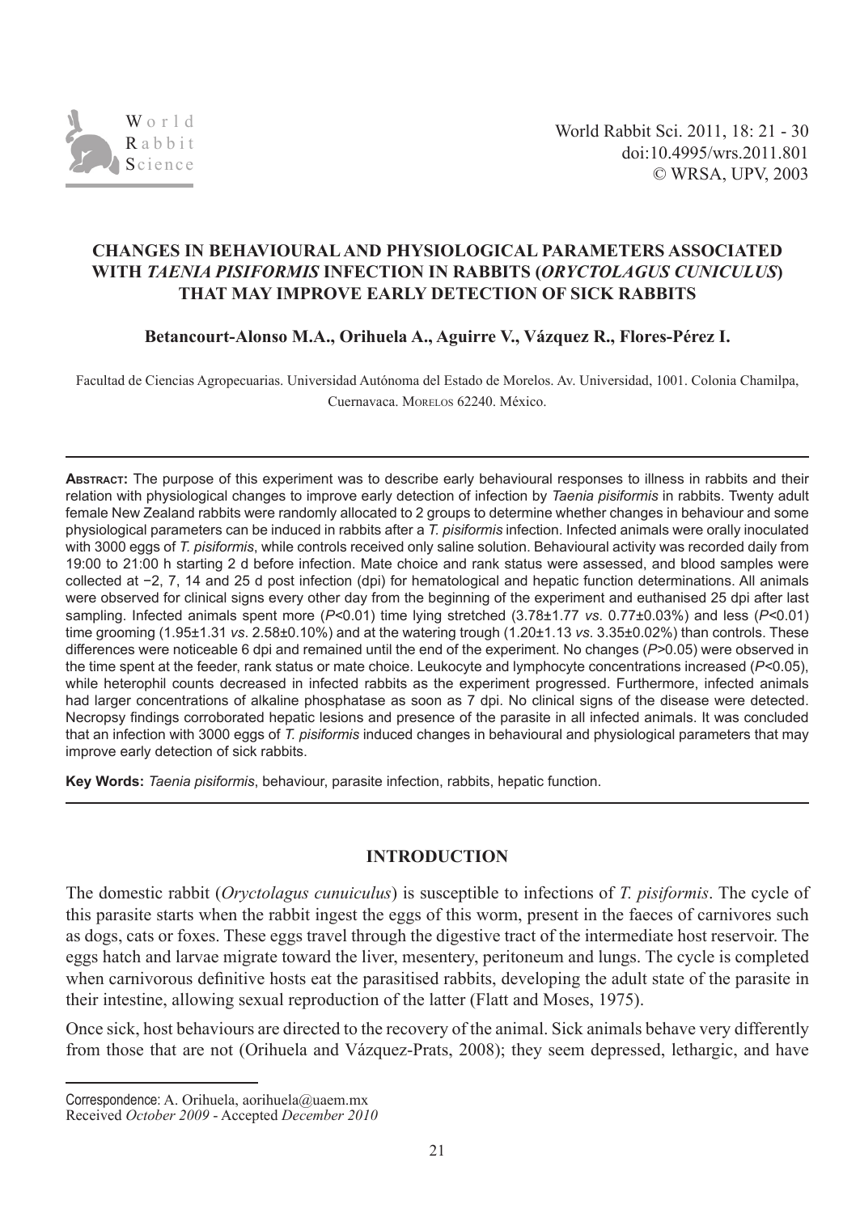# CHANGES IN BEHAVIOURAL AND PHYSIOLOGICAL PARAMETERS ASSOCIATED WITH *TAENIA PISIFORMIS* INFECTION IN RABBITS (*ORYCTOLAGUS CUNICULUS*) THAT MAY IMPROVE EARLY DETECTION OF SICK RABBITS

**Betancourt-Alonso M.A., Orihuela A., Aguirre V., Vázquez R., Flores-Pérez I.**

Facultad de Ciencias Agropecuarias. Universidad Autónoma del Estado de Morelos. Av. Universidad, 1001. Colonia Chamilpa, Cuernavaca. Morelos 62240. México.

---

**Abstract:** The purpose of this experiment was to describe early behavioural responses to illness in rabbits and their relation with physiological changes to improve early detection of infection by *Taenia pisiformis* in rabbits. Twenty adult female New Zealand rabbits were randomly allocated to 2 groups to determine whether changes in behaviour and some physiological parameters can be induced in rabbits after a *T. pisiformis* infection. Infected animals were orally inoculated with 3000 eggs of *T. pisiformis*, while controls received only saline solution. Behavioural activity was recorded daily from 19:00 to 21:00 h starting 2 d before infection. Mate choice and rank status were assessed, and blood samples were collected at −2, 7, 14 and 25 d post infection (dpi) for hematological and hepatic function determinations. All animals were observed for clinical signs every other day from the beginning of the experiment and euthanised 25 dpi after last sampling. Infected animals spent more ($P$<0.01) time lying stretched (3.78±1.77 *vs.* 0.77±0.03%) and less ($P$<0.01) time grooming (1.95±1.31 *vs*. 2.58±0.10%) and at the watering trough (1.20±1.13 *vs*. 3.35±0.02%) than controls. These differences were noticeable 6 dpi and remained until the end of the experiment. No changes ($P$>0.05) were observed in the time spent at the feeder, rank status or mate choice. Leukocyte and lymphocyte concentrations increased ($P$<0.05), while heterophil counts decreased in infected rabbits as the experiment progressed. Furthermore, infected animals had larger concentrations of alkaline phosphatase as soon as 7 dpi. No clinical signs of the disease were detected. Necropsy findings corroborated hepatic lesions and presence of the parasite in all infected animals. It was concluded that an infection with 3000 eggs of *T. pisiformis* induced changes in behavioural and physiological parameters that may improve early detection of sick rabbits.

**Key Words:** *Taenia pisiformis*, behaviour, parasite infection, rabbits, hepatic function.

---

## INTRODUCTION

The domestic rabbit (*Oryctolagus cunuiculus*) is susceptible to infections of *T. pisiformis*. The cycle of this parasite starts when the rabbit ingest the eggs of this worm, present in the faeces of carnivores such as dogs, cats or foxes. These eggs travel through the digestive tract of the intermediate host reservoir. The eggs hatch and larvae migrate toward the liver, mesentery, peritoneum and lungs. The cycle is completed when carnivorous definitive hosts eat the parasitised rabbits, developing the adult state of the parasite in their intestine, allowing sexual reproduction of the latter (Flatt and Moses, 1975).

Once sick, host behaviours are directed to the recovery of the animal. Sick animals behave very differently from those that are not (Orihuela and Vázquez-Prats, 2008); they seem depressed, lethargic, and have

---

Correspondence: A. Orihuela, aorihuela@uaem.mx

Received *October 2009* - Accepted *December 2010*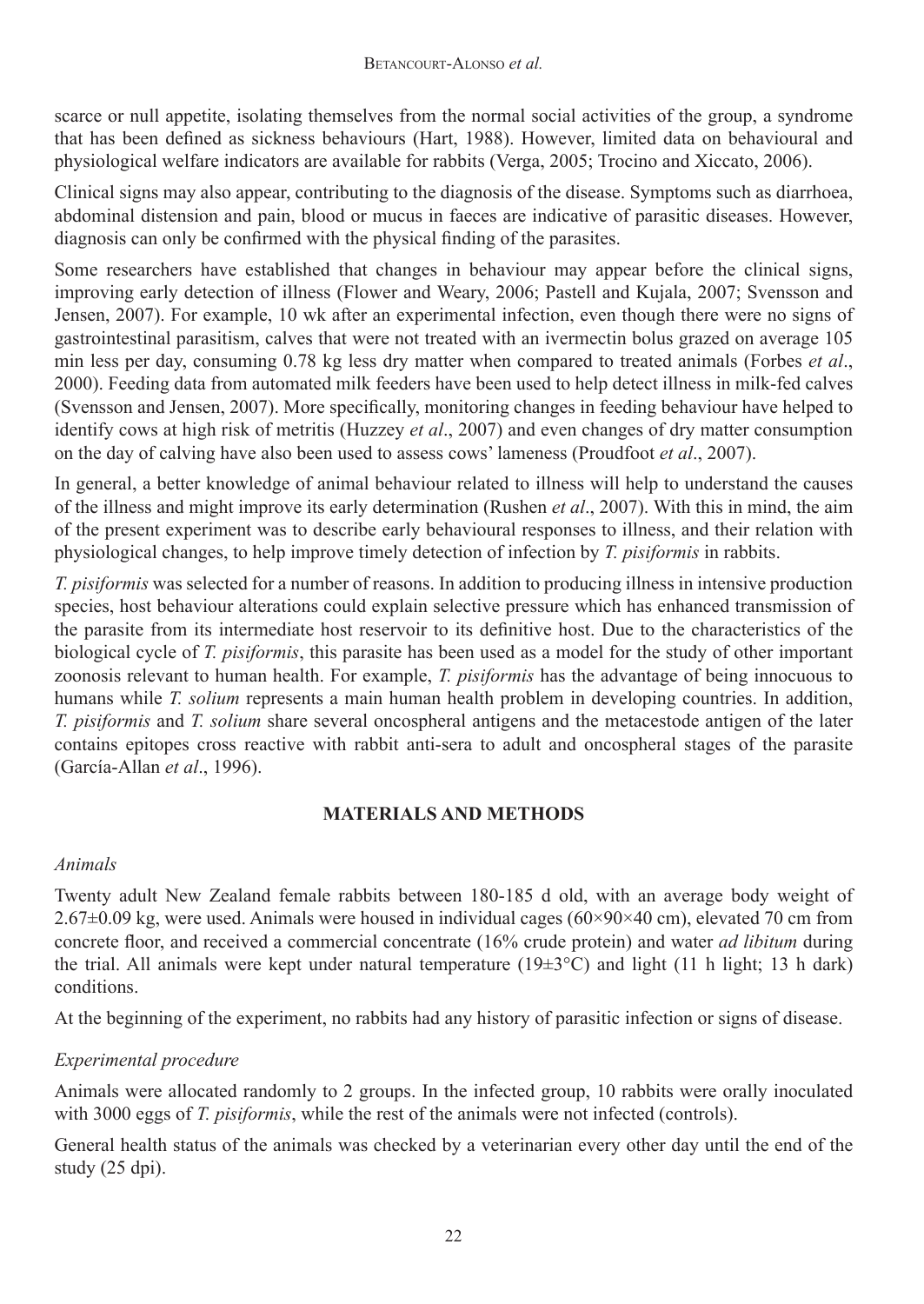scarce or null appetite, isolating themselves from the normal social activities of the group, a syndrome that has been defined as sickness behaviours (Hart, 1988). However, limited data on behavioural and physiological welfare indicators are available for rabbits (Verga, 2005; Trocino and Xiccato, 2006).

Clinical signs may also appear, contributing to the diagnosis of the disease. Symptoms such as diarrhoea, abdominal distension and pain, blood or mucus in faeces are indicative of parasitic diseases. However, diagnosis can only be confirmed with the physical finding of the parasites.

Some researchers have established that changes in behaviour may appear before the clinical signs, improving early detection of illness (Flower and Weary, 2006; Pastell and Kujala, 2007; Svensson and Jensen, 2007). For example, 10 wk after an experimental infection, even though there were no signs of gastrointestinal parasitism, calves that were not treated with an ivermectin bolus grazed on average 105 min less per day, consuming 0.78 kg less dry matter when compared to treated animals (Forbes *et al*., 2000). Feeding data from automated milk feeders have been used to help detect illness in milk-fed calves (Svensson and Jensen, 2007). More specifically, monitoring changes in feeding behaviour have helped to identify cows at high risk of metritis (Huzzey *et al*., 2007) and even changes of dry matter consumption on the day of calving have also been used to assess cows' lameness (Proudfoot *et al*., 2007).

In general, a better knowledge of animal behaviour related to illness will help to understand the causes of the illness and might improve its early determination (Rushen *et al*., 2007). With this in mind, the aim of the present experiment was to describe early behavioural responses to illness, and their relation with physiological changes, to help improve timely detection of infection by *T. pisiformis* in rabbits.

*T. pisiformis* was selected for a number of reasons. In addition to producing illness in intensive production species, host behaviour alterations could explain selective pressure which has enhanced transmission of the parasite from its intermediate host reservoir to its definitive host. Due to the characteristics of the biological cycle of *T. pisiformis*, this parasite has been used as a model for the study of other important zoonosis relevant to human health. For example, *T. pisiformis* has the advantage of being innocuous to humans while *T. solium* represents a main human health problem in developing countries. In addition, *T. pisiformis* and *T. solium* share several oncospheral antigens and the metacestode antigen of the later contains epitopes cross reactive with rabbit anti-sera to adult and oncospheral stages of the parasite (García-Allan *et al*., 1996).

## MATERIALS AND METHODS

### *Animals*

Twenty adult New Zealand female rabbits between 180-185 d old, with an average body weight of 2.67±0.09 kg, were used. Animals were housed in individual cages (60×90×40 cm), elevated 70 cm from concrete floor, and received a commercial concentrate (16% crude protein) and water *ad libitum* during the trial. All animals were kept under natural temperature (19±3°C) and light (11 h light; 13 h dark) conditions.

At the beginning of the experiment, no rabbits had any history of parasitic infection or signs of disease.

### *Experimental procedure*

Animals were allocated randomly to 2 groups. In the infected group, 10 rabbits were orally inoculated with 3000 eggs of *T. pisiformis*, while the rest of the animals were not infected (controls).

General health status of the animals was checked by a veterinarian every other day until the end of the study (25 dpi).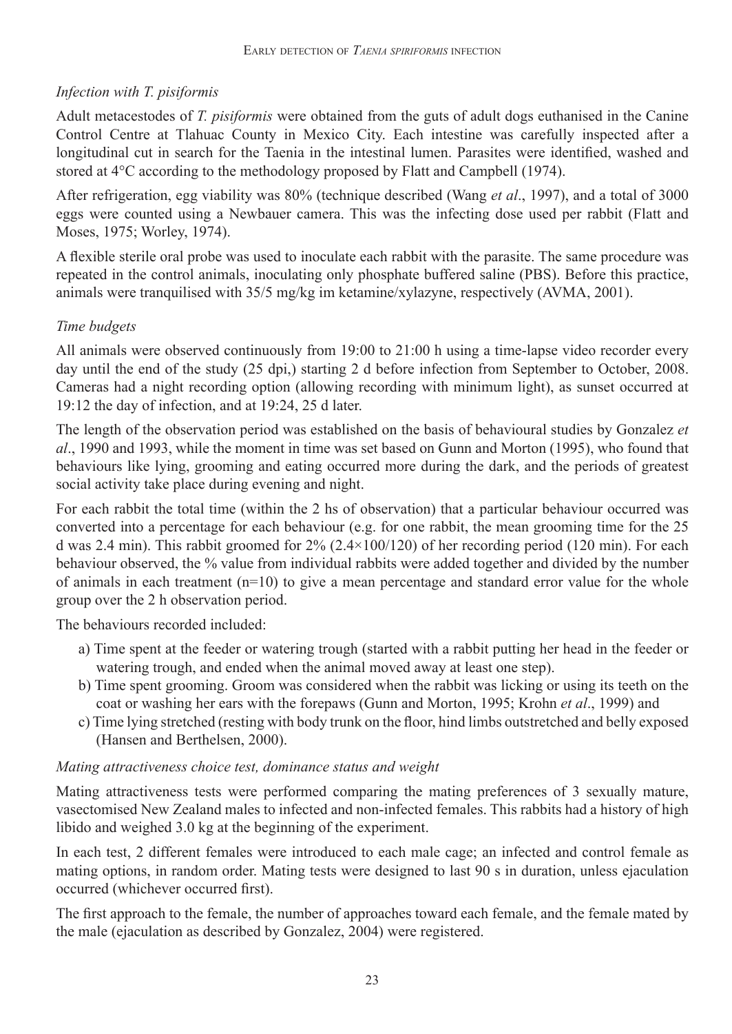### *Infection with T. pisiformis*

Adult metacestodes of *T. pisiformis* were obtained from the guts of adult dogs euthanised in the Canine Control Centre at Tlahuac County in Mexico City. Each intestine was carefully inspected after a longitudinal cut in search for the Taenia in the intestinal lumen. Parasites were identified, washed and stored at 4°C according to the methodology proposed by Flatt and Campbell (1974).

After refrigeration, egg viability was 80% (technique described (Wang *et al*., 1997), and a total of 3000 eggs were counted using a Newbauer camera. This was the infecting dose used per rabbit (Flatt and Moses, 1975; Worley, 1974).

A flexible sterile oral probe was used to inoculate each rabbit with the parasite. The same procedure was repeated in the control animals, inoculating only phosphate buffered saline (PBS). Before this practice, animals were tranquilised with 35/5 mg/kg im ketamine/xylazyne, respectively (AVMA, 2001).

### *Time budgets*

All animals were observed continuously from 19:00 to 21:00 h using a time-lapse video recorder every day until the end of the study (25 dpi,) starting 2 d before infection from September to October, 2008. Cameras had a night recording option (allowing recording with minimum light), as sunset occurred at 19:12 the day of infection, and at 19:24, 25 d later.

The length of the observation period was established on the basis of behavioural studies by Gonzalez *et al*., 1990 and 1993, while the moment in time was set based on Gunn and Morton (1995), who found that behaviours like lying, grooming and eating occurred more during the dark, and the periods of greatest social activity take place during evening and night.

For each rabbit the total time (within the 2 hs of observation) that a particular behaviour occurred was converted into a percentage for each behaviour (e.g. for one rabbit, the mean grooming time for the 25 d was 2.4 min). This rabbit groomed for 2% (2.4×100/120) of her recording period (120 min). For each behaviour observed, the % value from individual rabbits were added together and divided by the number of animals in each treatment (n=10) to give a mean percentage and standard error value for the whole group over the 2 h observation period.

The behaviours recorded included:

a) Time spent at the feeder or watering trough (started with a rabbit putting her head in the feeder or watering trough, and ended when the animal moved away at least one step).
b) Time spent grooming. Groom was considered when the rabbit was licking or using its teeth on the coat or washing her ears with the forepaws (Gunn and Morton, 1995; Krohn *et al*., 1999) and
c) Time lying stretched (resting with body trunk on the floor, hind limbs outstretched and belly exposed (Hansen and Berthelsen, 2000).

### *Mating attractiveness choice test, dominance status and weight*

Mating attractiveness tests were performed comparing the mating preferences of 3 sexually mature, vasectomised New Zealand males to infected and non-infected females. This rabbits had a history of high libido and weighed 3.0 kg at the beginning of the experiment.

In each test, 2 different females were introduced to each male cage; an infected and control female as mating options, in random order. Mating tests were designed to last 90 s in duration, unless ejaculation occurred (whichever occurred first).

The first approach to the female, the number of approaches toward each female, and the female mated by the male (ejaculation as described by Gonzalez, 2004) were registered.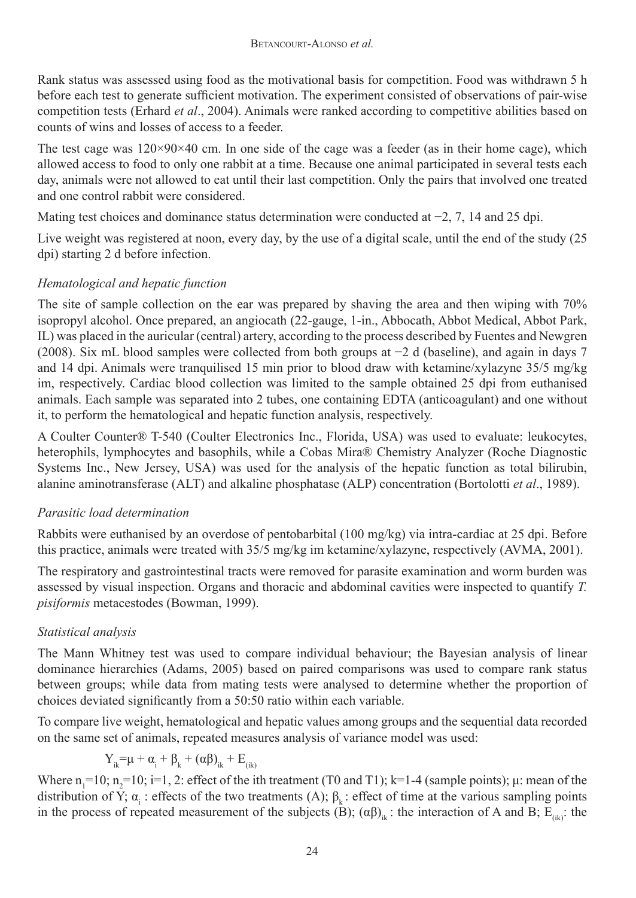Rank status was assessed using food as the motivational basis for competition. Food was withdrawn 5 h before each test to generate sufficient motivation. The experiment consisted of observations of pair-wise competition tests (Erhard *et al*., 2004). Animals were ranked according to competitive abilities based on counts of wins and losses of access to a feeder.

The test cage was 120×90×40 cm. In one side of the cage was a feeder (as in their home cage), which allowed access to food to only one rabbit at a time. Because one animal participated in several tests each day, animals were not allowed to eat until their last competition. Only the pairs that involved one treated and one control rabbit were considered.

Mating test choices and dominance status determination were conducted at −2, 7, 14 and 25 dpi.

Live weight was registered at noon, every day, by the use of a digital scale, until the end of the study (25 dpi) starting 2 d before infection.

### *Hematological and hepatic function*

The site of sample collection on the ear was prepared by shaving the area and then wiping with 70% isopropyl alcohol. Once prepared, an angiocath (22-gauge, 1-in., Abbocath, Abbot Medical, Abbot Park, IL) was placed in the auricular (central) artery, according to the process described by Fuentes and Newgren (2008). Six mL blood samples were collected from both groups at −2 d (baseline), and again in days 7 and 14 dpi. Animals were tranquilised 15 min prior to blood draw with ketamine/xylazyne 35/5 mg/kg im, respectively. Cardiac blood collection was limited to the sample obtained 25 dpi from euthanised animals. Each sample was separated into 2 tubes, one containing EDTA (anticoagulant) and one without it, to perform the hematological and hepatic function analysis, respectively.

A Coulter Counter® T-540 (Coulter Electronics Inc., Florida, USA) was used to evaluate: leukocytes, heterophils, lymphocytes and basophils, while a Cobas Mira® Chemistry Analyzer (Roche Diagnostic Systems Inc., New Jersey, USA) was used for the analysis of the hepatic function as total bilirubin, alanine aminotransferase (ALT) and alkaline phosphatase (ALP) concentration (Bortolotti *et al*., 1989).

### *Parasitic load determination*

Rabbits were euthanised by an overdose of pentobarbital (100 mg/kg) via intra-cardiac at 25 dpi. Before this practice, animals were treated with 35/5 mg/kg im ketamine/xylazyne, respectively (AVMA, 2001).

The respiratory and gastrointestinal tracts were removed for parasite examination and worm burden was assessed by visual inspection. Organs and thoracic and abdominal cavities were inspected to quantify *T. pisiformis* metacestodes (Bowman, 1999).

### *Statistical analysis*

The Mann Whitney test was used to compare individual behaviour; the Bayesian analysis of linear dominance hierarchies (Adams, 2005) based on paired comparisons was used to compare rank status between groups; while data from mating tests were analysed to determine whether the proportion of choices deviated significantly from a 50:50 ratio within each variable.

To compare live weight, hematological and hepatic values among groups and the sequential data recorded on the same set of animals, repeated measures analysis of variance model was used:

$$Y_{ik}=\mu + \alpha_i + \beta_k + (\alpha\beta)_{ik} + E_{(ik)}$$

Where $n_1$=10; $n_2$=10; i=1, 2: effect of the ith treatment (T0 and T1); k=1-4 (sample points); $\mu$: mean of the distribution of Y; $\alpha_i$ : effects of the two treatments (A); $\beta_k$ : effect of time at the various sampling points in the process of repeated measurement of the subjects (B); $(\alpha\beta)_{ik}$ : the interaction of A and B; $E_{(ik)}$: the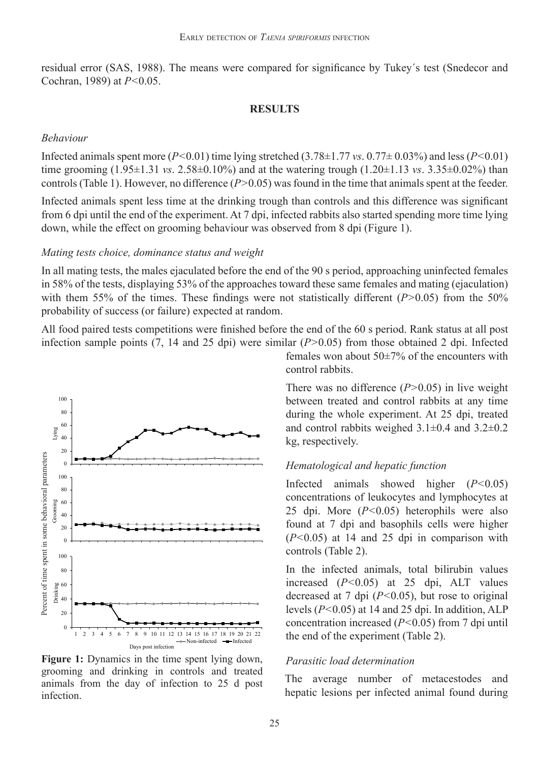residual error (SAS, 1988). The means were compared for significance by Tukey´s test (Snedecor and Cochran, 1989) at $P<0.05$.

## RESULTS

### *Behaviour*

Infected animals spent more ($P<0.01$) time lying stretched (3.78±1.77 *vs*. 0.77± 0.03%) and less ($P<0.01$) time grooming (1.95±1.31 *vs*. 2.58±0.10%) and at the watering trough (1.20±1.13 *vs*. 3.35±0.02%) than controls (Table 1). However, no difference ($P>0.05$) was found in the time that animals spent at the feeder.

Infected animals spent less time at the drinking trough than controls and this difference was significant from 6 dpi until the end of the experiment. At 7 dpi, infected rabbits also started spending more time lying down, while the effect on grooming behaviour was observed from 8 dpi (Figure 1).

### *Mating tests choice, dominance status and weight*

In all mating tests, the males ejaculated before the end of the 90 s period, approaching uninfected females in 58% of the tests, displaying 53% of the approaches toward these same females and mating (ejaculation) with them 55% of the times. These findings were not statistically different ($P>0.05$) from the 50% probability of success (or failure) expected at random.

All food paired tests competitions were finished before the end of the 60 s period. Rank status at all post infection sample points (7, 14 and 25 dpi) were similar ($P>0.05$) from those obtained 2 dpi. Infected females won about 50±7% of the encounters with control rabbits.

There was no difference ($P>0.05$) in live weight between treated and control rabbits at any time during the whole experiment. At 25 dpi, treated and control rabbits weighed 3.1±0.4 and 3.2±0.2 kg, respectively.

**Figure 1:** Dynamics in the time spent lying down, grooming and drinking in controls and treated animals from the day of infection to 25 d post infection.

### *Hematological and hepatic function*

Infected animals showed higher ($P<0.05$) concentrations of leukocytes and lymphocytes at 25 dpi. More ($P<0.05$) heterophils were also found at 7 dpi and basophils cells were higher ($P<0.05$) at 14 and 25 dpi in comparison with controls (Table 2).

In the infected animals, total bilirubin values increased ($P<0.05$) at 25 dpi, ALT values decreased at 7 dpi ($P<0.05$), but rose to original levels ($P<0.05$) at 14 and 25 dpi. In addition, ALP concentration increased ($P<0.05$) from 7 dpi until the end of the experiment (Table 2).

### *Parasitic load determination*

The average number of metacestodes and hepatic lesions per infected animal found during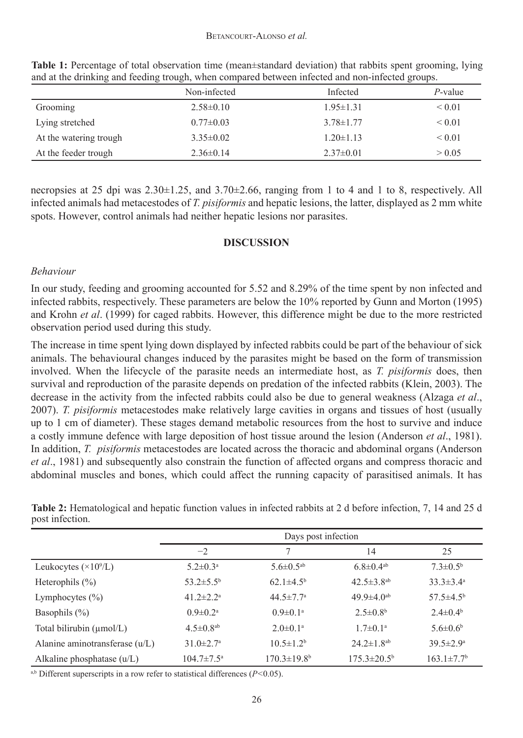**Table 1:** Percentage of total observation time (mean±standard deviation) that rabbits spent grooming, lying and at the drinking and feeding trough, when compared between infected and non-infected groups.

| | Non-infected | Infected | *P*-value |
|---|---|---|---|
| Grooming | 2.58±0.10 | 1.95±1.31 | < 0.01 |
| Lying stretched | 0.77±0.03 | 3.78±1.77 | < 0.01 |
| At the watering trough | 3.35±0.02 | 1.20±1.13 | < 0.01 |
| At the feeder trough | 2.36±0.14 | 2.37±0.01 | > 0.05 |

necropsies at 25 dpi was 2.30±1.25, and 3.70±2.66, ranging from 1 to 4 and 1 to 8, respectively. All infected animals had metacestodes of *T. pisiformis* and hepatic lesions, the latter, displayed as 2 mm white spots. However, control animals had neither hepatic lesions nor parasites.

## DISCUSSION

### *Behaviour*

In our study, feeding and grooming accounted for 5.52 and 8.29% of the time spent by non infected and infected rabbits, respectively. These parameters are below the 10% reported by Gunn and Morton (1995) and Krohn *et al*. (1999) for caged rabbits. However, this difference might be due to the more restricted observation period used during this study.

The increase in time spent lying down displayed by infected rabbits could be part of the behaviour of sick animals. The behavioural changes induced by the parasites might be based on the form of transmission involved. When the lifecycle of the parasite needs an intermediate host, as *T. pisiformis* does, then survival and reproduction of the parasite depends on predation of the infected rabbits (Klein, 2003). The decrease in the activity from the infected rabbits could also be due to general weakness (Alzaga *et al*., 2007). *T. pisiformis* metacestodes make relatively large cavities in organs and tissues of host (usually up to 1 cm of diameter). These stages demand metabolic resources from the host to survive and induce a costly immune defence with large deposition of host tissue around the lesion (Anderson *et al*., 1981). In addition, *T. pisiformis* metacestodes are located across the thoracic and abdominal organs (Anderson *et al*., 1981) and subsequently also constrain the function of affected organs and compress thoracic and abdominal muscles and bones, which could affect the running capacity of parasitised animals. It has

**Table 2:** Hematological and hepatic function values in infected rabbits at 2 d before infection, 7, 14 and 25 d post infection.

| | Days post infection | | | |
|---|---|---|---|---|
| | −2 | 7 | 14 | 25 |
| Leukocytes ($\times10^9$/L) | 5.2±0.3[a] | 5.6±0.5[ab] | 6.8±0.4[ab] | 7.3±0.5[b] |
| Heterophils (%) | 53.2±5.5[b] | 62.1±4.5[b] | 42.5±3.8[ab] | 33.3±3.4[a] |
| Lymphocytes (%) | 41.2±2.2[a] | 44.5±7.7[a] | 49.9±4.0[ab] | 57.5±4.5[b] |
| Basophils (%) | 0.9±0.2[a] | 0.9±0.1[a] | 2.5±0.8[b] | 2.4±0.4[b] |
| Total bilirubin (μmol/L) | 4.5±0.8[ab] | 2.0±0.1[a] | 1.7±0.1[a] | 5.6±0.6[b] |
| Alanine aminotransferase (u/L) | 31.0±2.7[a] | 10.5±1.2[b] | 24.2±1.8[ab] | 39.5±2.9[a] |
| Alkaline phosphatase (u/L) | 104.7±7.5[a] | 170.3±19.8[b] | 175.3±20.5[b] | 163.1±7.7[b] |

[a,b] Different superscripts in a row refer to statistical differences ($P$<0.05).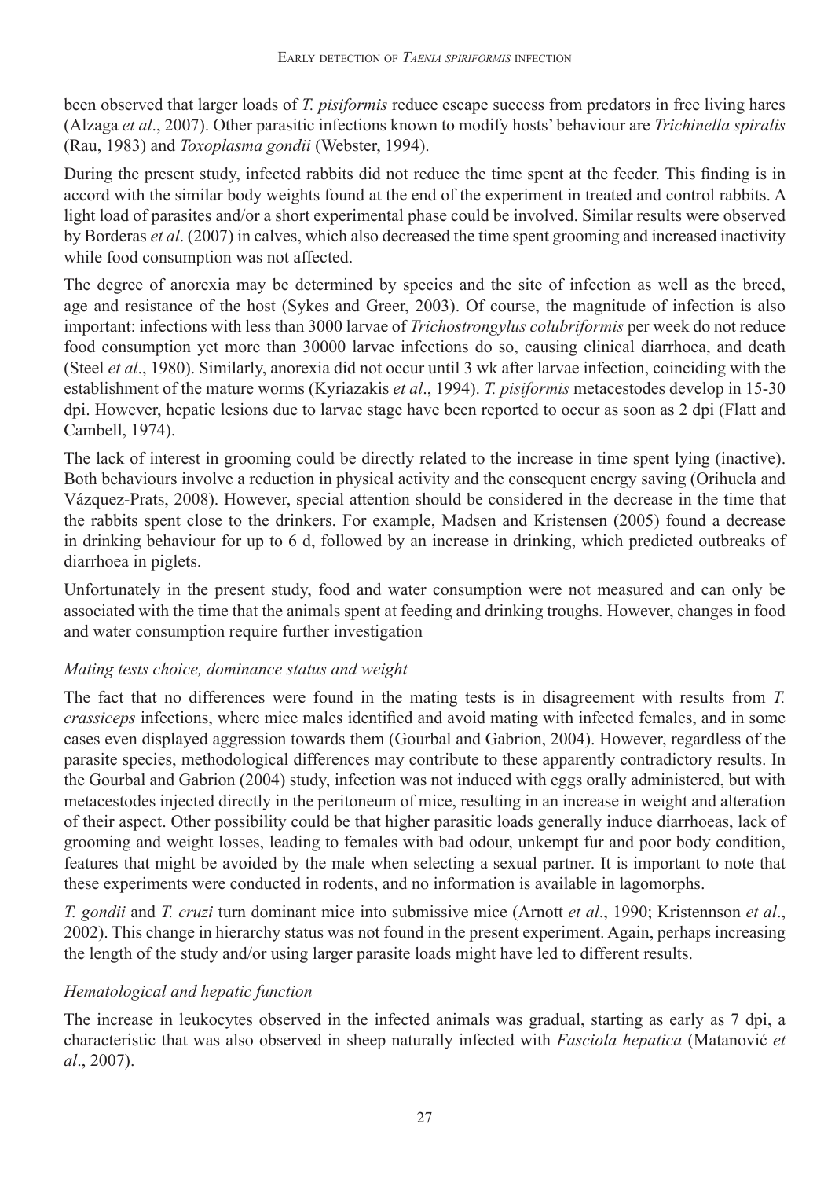been observed that larger loads of *T. pisiformis* reduce escape success from predators in free living hares (Alzaga *et al*., 2007). Other parasitic infections known to modify hosts' behaviour are *Trichinella spiralis* (Rau, 1983) and *Toxoplasma gondii* (Webster, 1994).

During the present study, infected rabbits did not reduce the time spent at the feeder. This finding is in accord with the similar body weights found at the end of the experiment in treated and control rabbits. A light load of parasites and/or a short experimental phase could be involved. Similar results were observed by Borderas *et al*. (2007) in calves, which also decreased the time spent grooming and increased inactivity while food consumption was not affected.

The degree of anorexia may be determined by species and the site of infection as well as the breed, age and resistance of the host (Sykes and Greer, 2003). Of course, the magnitude of infection is also important: infections with less than 3000 larvae of *Trichostrongylus colubriformis* per week do not reduce food consumption yet more than 30000 larvae infections do so, causing clinical diarrhoea, and death (Steel *et al*., 1980). Similarly, anorexia did not occur until 3 wk after larvae infection, coinciding with the establishment of the mature worms (Kyriazakis *et al*., 1994). *T. pisiformis* metacestodes develop in 15-30 dpi. However, hepatic lesions due to larvae stage have been reported to occur as soon as 2 dpi (Flatt and Cambell, 1974).

The lack of interest in grooming could be directly related to the increase in time spent lying (inactive). Both behaviours involve a reduction in physical activity and the consequent energy saving (Orihuela and Vázquez-Prats, 2008). However, special attention should be considered in the decrease in the time that the rabbits spent close to the drinkers. For example, Madsen and Kristensen (2005) found a decrease in drinking behaviour for up to 6 d, followed by an increase in drinking, which predicted outbreaks of diarrhoea in piglets.

Unfortunately in the present study, food and water consumption were not measured and can only be associated with the time that the animals spent at feeding and drinking troughs. However, changes in food and water consumption require further investigation

### *Mating tests choice, dominance status and weight*

The fact that no differences were found in the mating tests is in disagreement with results from *T. crassiceps* infections, where mice males identified and avoid mating with infected females, and in some cases even displayed aggression towards them (Gourbal and Gabrion, 2004). However, regardless of the parasite species, methodological differences may contribute to these apparently contradictory results. In the Gourbal and Gabrion (2004) study, infection was not induced with eggs orally administered, but with metacestodes injected directly in the peritoneum of mice, resulting in an increase in weight and alteration of their aspect. Other possibility could be that higher parasitic loads generally induce diarrhoeas, lack of grooming and weight losses, leading to females with bad odour, unkempt fur and poor body condition, features that might be avoided by the male when selecting a sexual partner. It is important to note that these experiments were conducted in rodents, and no information is available in lagomorphs.

*T. gondii* and *T. cruzi* turn dominant mice into submissive mice (Arnott *et al*., 1990; Kristennson *et al*., 2002). This change in hierarchy status was not found in the present experiment. Again, perhaps increasing the length of the study and/or using larger parasite loads might have led to different results.

### *Hematological and hepatic function*

The increase in leukocytes observed in the infected animals was gradual, starting as early as 7 dpi, a characteristic that was also observed in sheep naturally infected with *Fasciola hepatica* (Matanović *et al*., 2007).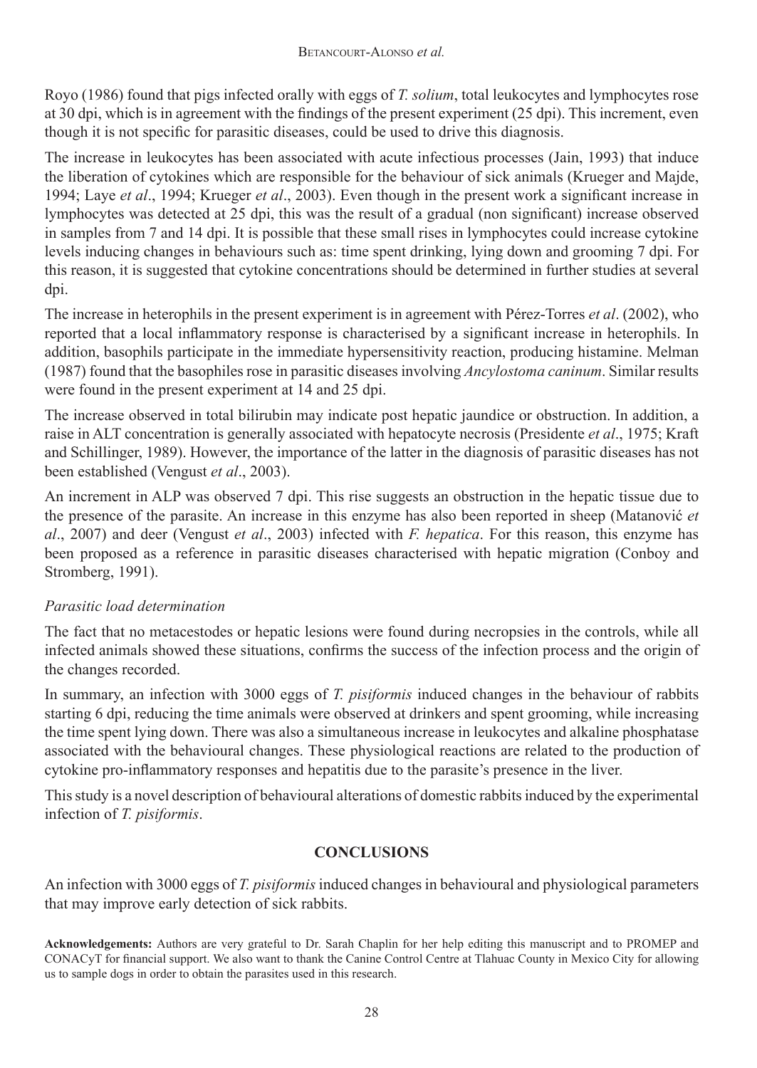Royo (1986) found that pigs infected orally with eggs of *T. solium*, total leukocytes and lymphocytes rose at 30 dpi, which is in agreement with the findings of the present experiment (25 dpi). This increment, even though it is not specific for parasitic diseases, could be used to drive this diagnosis.

The increase in leukocytes has been associated with acute infectious processes (Jain, 1993) that induce the liberation of cytokines which are responsible for the behaviour of sick animals (Krueger and Majde, 1994; Laye *et al*., 1994; Krueger *et al*., 2003). Even though in the present work a significant increase in lymphocytes was detected at 25 dpi, this was the result of a gradual (non significant) increase observed in samples from 7 and 14 dpi. It is possible that these small rises in lymphocytes could increase cytokine levels inducing changes in behaviours such as: time spent drinking, lying down and grooming 7 dpi. For this reason, it is suggested that cytokine concentrations should be determined in further studies at several dpi.

The increase in heterophils in the present experiment is in agreement with Pérez-Torres *et al*. (2002), who reported that a local inflammatory response is characterised by a significant increase in heterophils. In addition, basophils participate in the immediate hypersensitivity reaction, producing histamine. Melman (1987) found that the basophiles rose in parasitic diseases involving *Ancylostoma caninum*. Similar results were found in the present experiment at 14 and 25 dpi.

The increase observed in total bilirubin may indicate post hepatic jaundice or obstruction. In addition, a raise in ALT concentration is generally associated with hepatocyte necrosis (Presidente *et al*., 1975; Kraft and Schillinger, 1989). However, the importance of the latter in the diagnosis of parasitic diseases has not been established (Vengust *et al*., 2003).

An increment in ALP was observed 7 dpi. This rise suggests an obstruction in the hepatic tissue due to the presence of the parasite. An increase in this enzyme has also been reported in sheep (Matanović *et al*., 2007) and deer (Vengust *et al*., 2003) infected with *F. hepatica*. For this reason, this enzyme has been proposed as a reference in parasitic diseases characterised with hepatic migration (Conboy and Stromberg, 1991).

### *Parasitic load determination*

The fact that no metacestodes or hepatic lesions were found during necropsies in the controls, while all infected animals showed these situations, confirms the success of the infection process and the origin of the changes recorded.

In summary, an infection with 3000 eggs of *T. pisiformis* induced changes in the behaviour of rabbits starting 6 dpi, reducing the time animals were observed at drinkers and spent grooming, while increasing the time spent lying down. There was also a simultaneous increase in leukocytes and alkaline phosphatase associated with the behavioural changes. These physiological reactions are related to the production of cytokine pro-inflammatory responses and hepatitis due to the parasite's presence in the liver.

This study is a novel description of behavioural alterations of domestic rabbits induced by the experimental infection of *T. pisiformis*.

## CONCLUSIONS

An infection with 3000 eggs of *T. pisiformis* induced changes in behavioural and physiological parameters that may improve early detection of sick rabbits.

**Acknowledgements:** Authors are very grateful to Dr. Sarah Chaplin for her help editing this manuscript and to PROMEP and CONACyT for financial support. We also want to thank the Canine Control Centre at Tlahuac County in Mexico City for allowing us to sample dogs in order to obtain the parasites used in this research.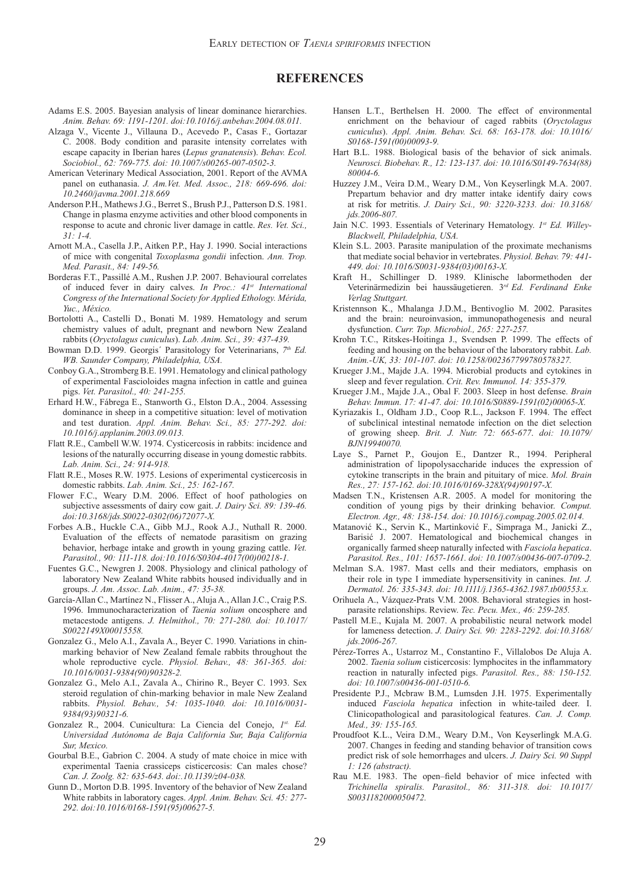## REFERENCES

Adams E.S. 2005. Bayesian analysis of linear dominance hierarchies. *Anim. Behav. 69: 1191-1201. doi:10.1016/j.anbehav.2004.08.011.*

Alzaga V., Vicente J., Villauna D., Acevedo P., Casas F., Gortazar C. 2008. Body condition and parasite intensity correlates with escape capacity in Iberian hares (*Lepus granatensis*). *Behav. Ecol. Sociobiol., 62: 769-775. doi: 10.1007/s00265-007-0502-3.*

American Veterinary Medical Association, 2001. Report of the AVMA panel on euthanasia. *J. Am.Vet. Med. Assoc., 218: 669-696. doi: 10.2460/javma.2001.218.669*

Anderson P.H., Mathews J.G., Berret S., Brush P.J., Patterson D.S. 1981. Change in plasma enzyme activities and other blood components in response to acute and chronic liver damage in cattle. *Res. Vet. Sci., 31: 1-4.*

Arnott M.A., Casella J.P., Aitken P.P., Hay J. 1990. Social interactions of mice with congenital *Toxoplasma gondii* infection. *Ann. Trop. Med. Parasit., 84: 149-56.*

Borderas F.T., Passillé A.M., Rushen J.P. 2007. Behavioural correlates of induced fever in dairy calves. *In Proc.: 41st International Congress of the International Society for Applied Ethology. Mérida, Yuc., México.*

Bortolotti A., Castelli D., Bonati M. 1989. Hematology and serum chemistry values of adult, pregnant and newborn New Zealand rabbits (*Oryctolagus cuniculus*). *Lab. Anim. Sci., 39: 437-439.*

Bowman D.D. 1999. Georgis´ Parasitology for Veterinarians, *7th Ed. WB. Saunder Company, Philadelphia, USA.*

Conboy G.A., Stromberg B.E. 1991. Hematology and clinical pathology of experimental Fascioloides magna infection in cattle and guinea pigs. *Vet. Parasitol., 40: 241-255.*

Erhard H.W., Fábrega E., Stanworth G., Elston D.A., 2004. Assessing dominance in sheep in a competitive situation: level of motivation and test duration. *Appl. Anim. Behav. Sci., 85: 277-292. doi: 10.1016/j.applanim.2003.09.013.*

Flatt R.E., Cambell W.W. 1974. Cysticercosis in rabbits: incidence and lesions of the naturally occurring disease in young domestic rabbits. *Lab. Anim. Sci., 24: 914-918.*

Flatt R.E., Moses R.W. 1975. Lesions of experimental cysticercosis in domestic rabbits. *Lab. Anim. Sci., 25: 162-167.*

Flower F.C., Weary D.M. 2006. Effect of hoof pathologies on subjective assessments of dairy cow gait. *J. Dairy Sci. 89: 139-46. doi:10.3168/jds.S0022-0302(06)72077-X.*

Forbes A.B., Huckle C.A., Gibb M.J., Rook A.J., Nuthall R. 2000. Evaluation of the effects of nematode parasitism on grazing behavior, herbage intake and growth in young grazing cattle. *Vet. Parasitol., 90: 111-118. doi:10.1016/S0304-4017(00)00218-1.*

Fuentes G.C., Newgren J. 2008. Physiology and clinical pathology of laboratory New Zealand White rabbits housed individually and in groups. *J. Am. Assoc. Lab. Anim., 47: 35-38.*

García-Allan C., Martínez N., Flisser A., Aluja A., Allan J.C., Craig P.S. 1996. Immunocharacterization of *Taenia solium* oncosphere and metacestode antigens. *J. Helmithol., 70: 271-280. doi: 10.1017/S0022149X00015558.*

Gonzalez G., Melo A.I., Zavala A., Beyer C. 1990. Variations in chin-marking behavior of New Zealand female rabbits throughout the whole reproductive cycle. *Physiol. Behav., 48: 361-365. doi: 10.1016/0031-9384(90)90328-2.*

Gonzalez G., Melo A.I., Zavala A., Chirino R., Beyer C. 1993. Sex steroid regulation of chin-marking behavior in male New Zealand rabbits. *Physiol. Behav., 54: 1035-1040. doi: 10.1016/0031-9384(93)90321-6.*

Gonzalez R., 2004. Cunicultura: La Ciencia del Conejo, *1st Ed. Universidad Autónoma de Baja California Sur, Baja California Sur, Mexico.*

Gourbal B.E., Gabrion C. 2004. A study of mate choice in mice with experimental Taenia crassiceps cisticercosis: Can males chose? *Can. J. Zoolg. 82: 635-643. doi:.10.1139/z04-038.*

Gunn D., Morton D.B. 1995. Inventory of the behavior of New Zealand White rabbits in laboratory cages. *Appl. Anim. Behav. Sci. 45: 277-292. doi:10.1016/0168-1591(95)00627-5.*

Hansen L.T., Berthelsen H. 2000. The effect of environmental enrichment on the behaviour of caged rabbits (*Oryctolagus cuniculus*). *Appl. Anim. Behav. Sci. 68: 163-178. doi: 10.1016/S0168-1591(00)00093-9.*

Hart B.L. 1988. Biological basis of the behavior of sick animals. *Neurosci. Biobehav. R., 12: 123-137. doi: 10.1016/S0149-7634(88)80004-6.*

Huzzey J.M., Veira D.M., Weary D.M., Von Keyserlingk M.A. 2007. Prepartum behavior and dry matter intake identify dairy cows at risk for metritis. *J. Dairy Sci., 90: 3220-3233. doi: 10.3168/jds.2006-807.*

Jain N.C. 1993. Essentials of Veterinary Hematology. *1st Ed. Willey-Blackwell, Philadelphia, USA.*

Klein S.L. 2003. Parasite manipulation of the proximate mechanisms that mediate social behavior in vertebrates. *Physiol. Behav. 79: 441-449. doi: 10.1016/S0031-9384(03)00163-X.*

Kraft H., Schillinger D. 1989. Klinische labormethoden der Veterinärmedizin bei haussäugetieren. *3rd Ed. Ferdinand Enke Verlag Stuttgart.*

Kristennson K., Mhalanga J.D.M., Bentivoglio M. 2002. Parasites and the brain: neuroinvasion, immunopathogenesis and neural dysfunction. *Curr. Top. Microbiol., 265: 227-257.*

Krohn T.C., Ritskes-Hoitinga J., Svendsen P. 1999. The effects of feeding and housing on the behaviour of the laboratory rabbit. *Lab. Anim.-UK, 33: 101-107. doi: 10.1258/002367799780578327.*

Krueger J.M., Majde J.A. 1994. Microbial products and cytokines in sleep and fever regulation. *Crit. Rev. Immunol. 14: 355-379.*

Krueger J.M., Majde J.A., Obal F. 2003. Sleep in host defense. *Brain Behav. Immun. 17: 41-47. doi: 10.1016/S0889-1591(02)00065-X.*

Kyriazakis I., Oldham J.D., Coop R.L., Jackson F. 1994. The effect of subclinical intestinal nematode infection on the diet selection of growing sheep. *Brit. J. Nutr. 72: 665-677. doi: 10.1079/BJN19940070.*

Laye S., Parnet P., Goujon E., Dantzer R., 1994. Peripheral administration of lipopolysaccharide induces the expression of cytokine transcripts in the brain and pituitary of mice. *Mol. Brain Res., 27: 157-162. doi:10.1016/0169-328X(94)90197-X.*

Madsen T.N., Kristensen A.R. 2005. A model for monitoring the condition of young pigs by their drinking behavior. *Comput. Electron. Agr., 48: 138-154. doi: 10.1016/j.compag.2005.02.014.*

Matanović K., Servin K., Martinković F., Simpraga M., Janicki Z., Barisić J. 2007. Hematological and biochemical changes in organically farmed sheep naturally infected with *Fasciola hepatica*. *Parasitol. Res., 101: 1657-1661. doi: 10.1007/s00436-007-0709-2.*

Melman S.A. 1987. Mast cells and their mediators, emphasis on their role in type I immediate hypersensitivity in canines. *Int. J. Dermatol. 26: 335-343. doi: 10.1111/j.1365-4362.1987.tb00553.x.*

Orihuela A., Vázquez-Prats V.M. 2008. Behavioral strategies in host-parasite relationships. Review. *Tec. Pecu. Mex., 46: 259-285.*

Pastell M.E., Kujala M. 2007. A probabilistic neural network model for lameness detection. *J. Dairy Sci. 90: 2283-2292. doi:10.3168/jds.2006-267.*

Pérez-Torres A., Ustarroz M., Constantino F., Villalobos De Aluja A. 2002. *Taenia solium* cisticercosis: lymphocites in the inflammatory reaction in naturally infected pigs. *Parasitol. Res., 88: 150-152. doi: 10.1007/s00436-001-0510-6.*

Presidente P.J., Mcbraw B.M., Lumsden J.H. 1975. Experimentally induced *Fasciola hepatica* infection in white-tailed deer. I. Clinicopathological and parasitological features. *Can. J. Comp. Med., 39: 155-165.*

Proudfoot K.L., Veira D.M., Weary D.M., Von Keyserlingk M.A.G. 2007. Changes in feeding and standing behavior of transition cows predict risk of sole hemorrhages and ulcers. *J. Dairy Sci. 90 Suppl 1: 126 (abstract).*

Rau M.E. 1983. The open–field behavior of mice infected with *Trichinella spiralis. Parasitol., 86: 311-318. doi: 10.1017/S0031182000050472.*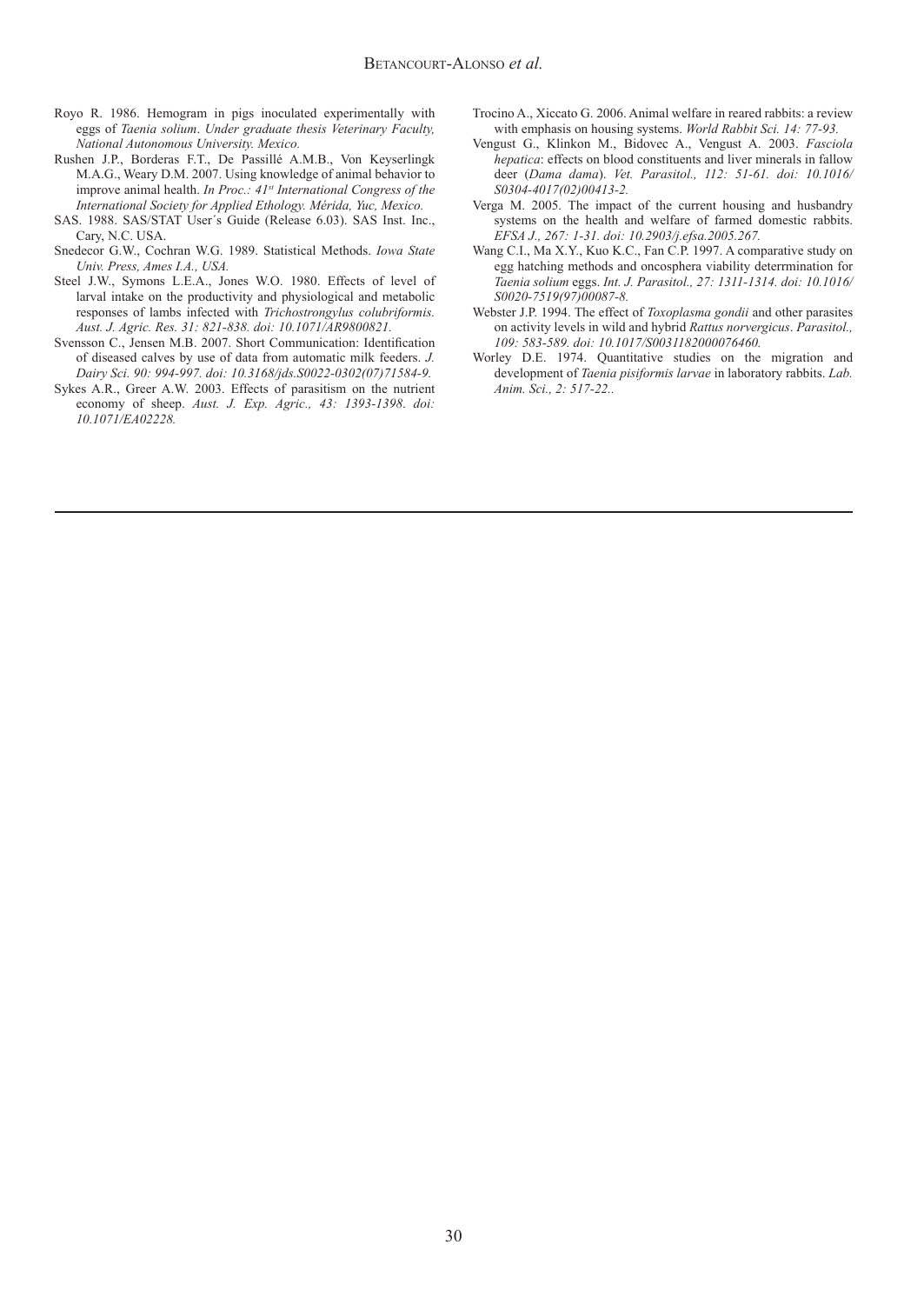Royo R. 1986. Hemogram in pigs inoculated experimentally with eggs of *Taenia solium*. *Under graduate thesis Veterinary Faculty, National Autonomous University. Mexico.*

Rushen J.P., Borderas F.T., De Passillé A.M.B., Von Keyserlingk M.A.G., Weary D.M. 2007. Using knowledge of animal behavior to improve animal health. *In Proc.: 41st International Congress of the International Society for Applied Ethology. Mérida, Yuc, Mexico.*

SAS. 1988. SAS/STAT User´s Guide (Release 6.03). SAS Inst. Inc., Cary, N.C. USA.

Snedecor G.W., Cochran W.G. 1989. Statistical Methods. *Iowa State Univ. Press, Ames I.A., USA.*

Steel J.W., Symons L.E.A., Jones W.O. 1980. Effects of level of larval intake on the productivity and physiological and metabolic responses of lambs infected with *Trichostrongylus colubriformis. Aust. J. Agric. Res. 31: 821-838. doi: 10.1071/AR9800821.*

Svensson C., Jensen M.B. 2007. Short Communication: Identification of diseased calves by use of data from automatic milk feeders. *J. Dairy Sci. 90: 994-997. doi: 10.3168/jds.S0022-0302(07)71584-9.*

Sykes A.R., Greer A.W. 2003. Effects of parasitism on the nutrient economy of sheep. *Aust. J. Exp. Agric., 43: 1393-1398. doi: 10.1071/EA02228.*

Trocino A., Xiccato G. 2006. Animal welfare in reared rabbits: a review with emphasis on housing systems. *World Rabbit Sci. 14: 77-93.*

Vengust G., Klinkon M., Bidovec A., Vengust A. 2003. *Fasciola hepatica*: effects on blood constituents and liver minerals in fallow deer (*Dama dama*). *Vet. Parasitol., 112: 51-61. doi: 10.1016/S0304-4017(02)00413-2.*

Verga M. 2005. The impact of the current housing and husbandry systems on the health and welfare of farmed domestic rabbits. *EFSA J., 267: 1-31. doi: 10.2903/j.efsa.2005.267.*

Wang C.I., Ma X.Y., Kuo K.C., Fan C.P. 1997. A comparative study on egg hatching methods and oncosphera viability deterrmination for *Taenia solium* eggs. *Int. J. Parasitol., 27: 1311-1314. doi: 10.1016/S0020-7519(97)00087-8.*

Webster J.P. 1994. The effect of *Toxoplasma gondii* and other parasites on activity levels in wild and hybrid *Rattus norvergicus*. *Parasitol., 109: 583-589. doi: 10.1017/S0031182000076460.*

Worley D.E. 1974. Quantitative studies on the migration and development of *Taenia pisiformis larvae* in laboratory rabbits. *Lab. Anim. Sci., 2: 517-22..*